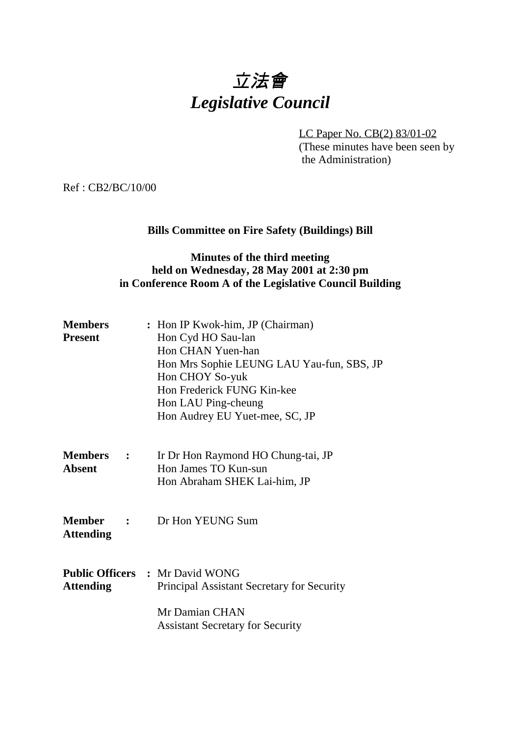# *立法會*
# *Legislative Council*

LC Paper No. CB(2) 83/01-02
(These minutes have been seen by the Administration)

Ref : CB2/BC/10/00

**Bills Committee on Fire Safety (Buildings) Bill**

**Minutes of the third meeting held on Wednesday, 28 May 2001 at 2:30 pm in Conference Room A of the Legislative Council Building**

| | | |
|---|---|---|
| **Members Present** | : | Hon IP Kwok-him, JP (Chairman)<br>Hon Cyd HO Sau-lan<br>Hon CHAN Yuen-han<br>Hon Mrs Sophie LEUNG LAU Yau-fun, SBS, JP<br>Hon CHOY So-yuk<br>Hon Frederick FUNG Kin-kee<br>Hon LAU Ping-cheung<br>Hon Audrey EU Yuet-mee, SC, JP |
| **Members Absent** | : | Ir Dr Hon Raymond HO Chung-tai, JP<br>Hon James TO Kun-sun<br>Hon Abraham SHEK Lai-him, JP |
| **Member Attending** | : | Dr Hon YEUNG Sum |
| **Public Officers Attending** | : | Mr David WONG<br>Principal Assistant Secretary for Security<br><br>Mr Damian CHAN<br>Assistant Secretary for Security |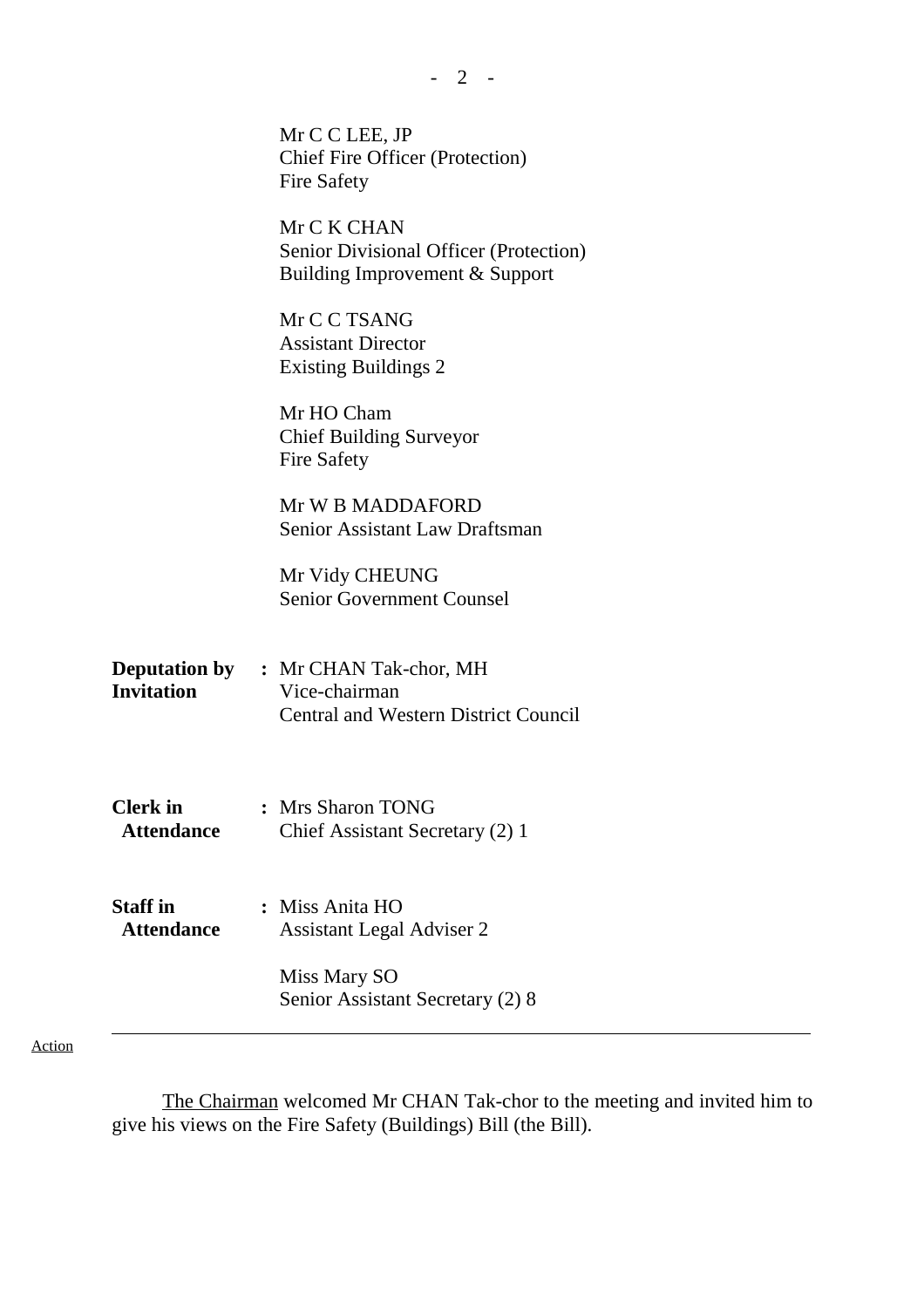Mr C C LEE, JP
Chief Fire Officer (Protection)
Fire Safety

Mr C K CHAN
Senior Divisional Officer (Protection)
Building Improvement & Support

Mr C C TSANG
Assistant Director
Existing Buildings 2

Mr HO Cham
Chief Building Surveyor
Fire Safety

Mr W B MADDAFORD
Senior Assistant Law Draftsman

Mr Vidy CHEUNG
Senior Government Counsel

**Deputation by Invitation** : Mr CHAN Tak-chor, MH
Vice-chairman
Central and Western District Council

**Clerk in Attendance** : Mrs Sharon TONG
Chief Assistant Secretary (2) 1

**Staff in Attendance** : Miss Anita HO
Assistant Legal Adviser 2

Miss Mary SO
Senior Assistant Secretary (2) 8

---

Action

The Chairman welcomed Mr CHAN Tak-chor to the meeting and invited him to give his views on the Fire Safety (Buildings) Bill (the Bill).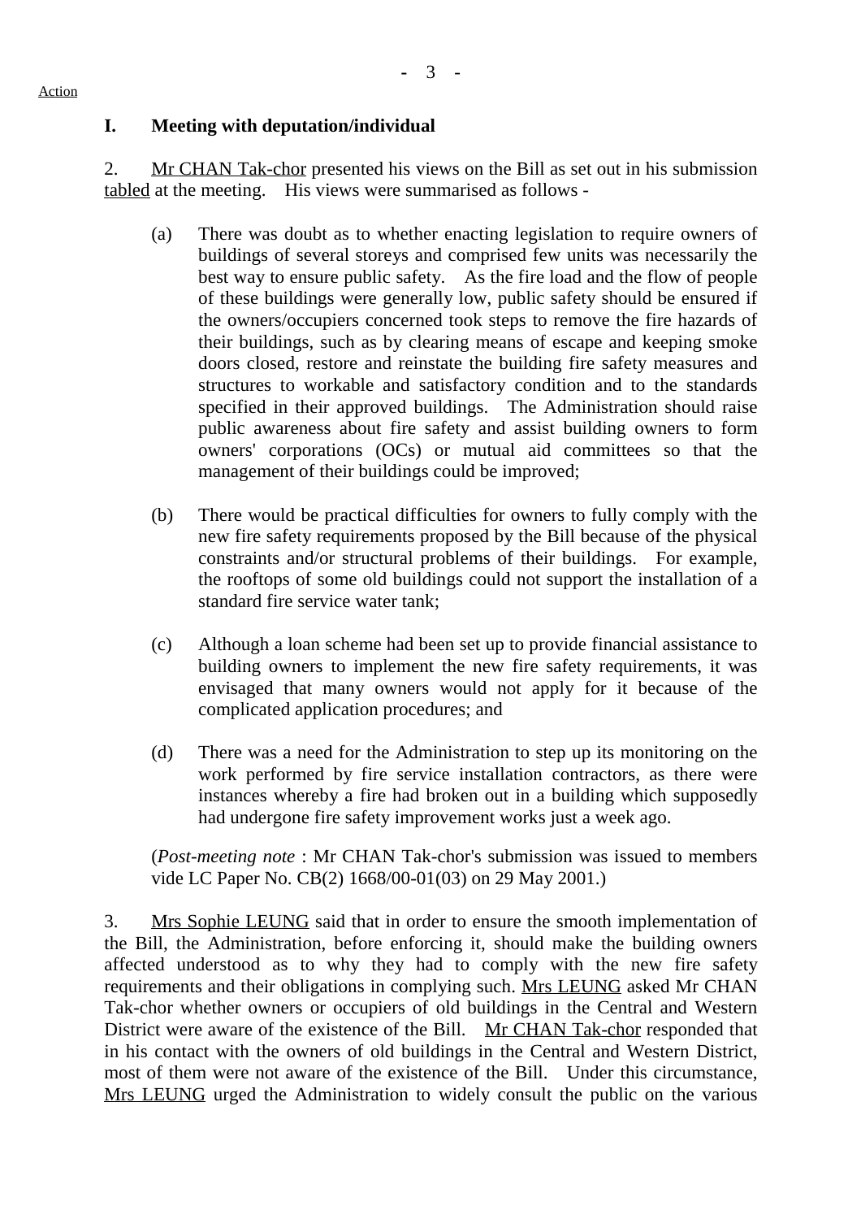Action

## I. Meeting with deputation/individual

2. Mr CHAN Tak-chor presented his views on the Bill as set out in his submission tabled at the meeting. His views were summarised as follows -

(a) There was doubt as to whether enacting legislation to require owners of buildings of several storeys and comprised few units was necessarily the best way to ensure public safety. As the fire load and the flow of people of these buildings were generally low, public safety should be ensured if the owners/occupiers concerned took steps to remove the fire hazards of their buildings, such as by clearing means of escape and keeping smoke doors closed, restore and reinstate the building fire safety measures and structures to workable and satisfactory condition and to the standards specified in their approved buildings. The Administration should raise public awareness about fire safety and assist building owners to form owners' corporations (OCs) or mutual aid committees so that the management of their buildings could be improved;

(b) There would be practical difficulties for owners to fully comply with the new fire safety requirements proposed by the Bill because of the physical constraints and/or structural problems of their buildings. For example, the rooftops of some old buildings could not support the installation of a standard fire service water tank;

(c) Although a loan scheme had been set up to provide financial assistance to building owners to implement the new fire safety requirements, it was envisaged that many owners would not apply for it because of the complicated application procedures; and

(d) There was a need for the Administration to step up its monitoring on the work performed by fire service installation contractors, as there were instances whereby a fire had broken out in a building which supposedly had undergone fire safety improvement works just a week ago.

(*Post-meeting note* : Mr CHAN Tak-chor's submission was issued to members vide LC Paper No. CB(2) 1668/00-01(03) on 29 May 2001.)

3. Mrs Sophie LEUNG said that in order to ensure the smooth implementation of the Bill, the Administration, before enforcing it, should make the building owners affected understood as to why they had to comply with the new fire safety requirements and their obligations in complying such. Mrs LEUNG asked Mr CHAN Tak-chor whether owners or occupiers of old buildings in the Central and Western District were aware of the existence of the Bill. Mr CHAN Tak-chor responded that in his contact with the owners of old buildings in the Central and Western District, most of them were not aware of the existence of the Bill. Under this circumstance, Mrs LEUNG urged the Administration to widely consult the public on the various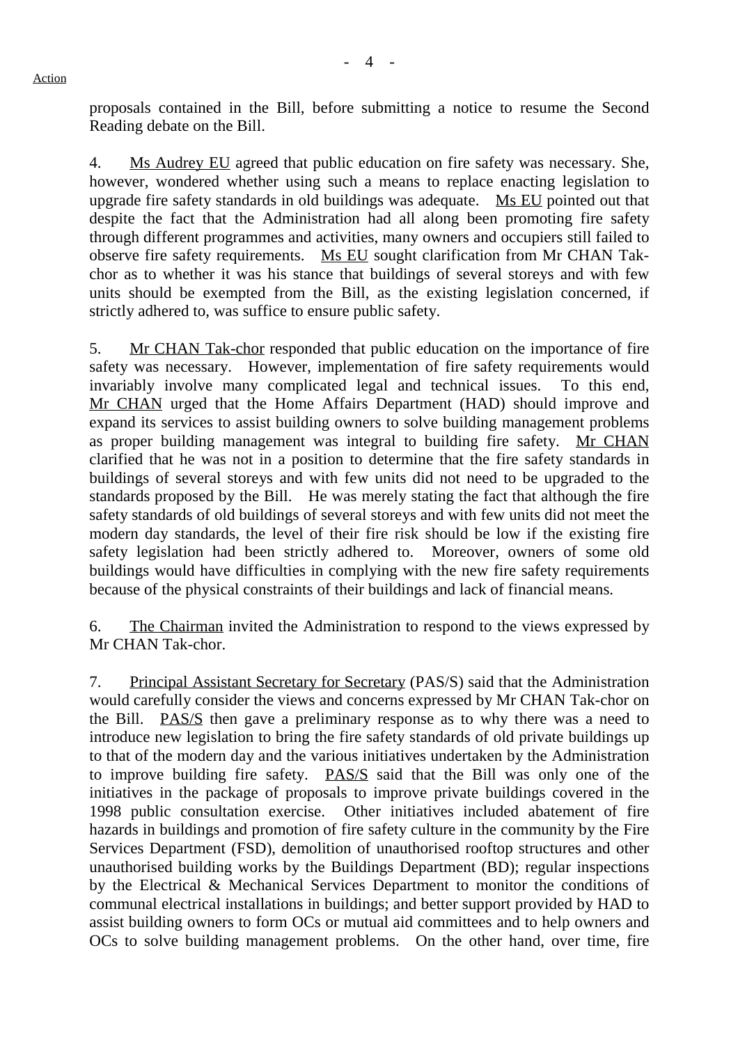proposals contained in the Bill, before submitting a notice to resume the Second Reading debate on the Bill.

4. Ms Audrey EU agreed that public education on fire safety was necessary. She, however, wondered whether using such a means to replace enacting legislation to upgrade fire safety standards in old buildings was adequate. Ms EU pointed out that despite the fact that the Administration had all along been promoting fire safety through different programmes and activities, many owners and occupiers still failed to observe fire safety requirements. Ms EU sought clarification from Mr CHAN Tak-chor as to whether it was his stance that buildings of several storeys and with few units should be exempted from the Bill, as the existing legislation concerned, if strictly adhered to, was suffice to ensure public safety.

5. Mr CHAN Tak-chor responded that public education on the importance of fire safety was necessary. However, implementation of fire safety requirements would invariably involve many complicated legal and technical issues. To this end, Mr CHAN urged that the Home Affairs Department (HAD) should improve and expand its services to assist building owners to solve building management problems as proper building management was integral to building fire safety. Mr CHAN clarified that he was not in a position to determine that the fire safety standards in buildings of several storeys and with few units did not need to be upgraded to the standards proposed by the Bill. He was merely stating the fact that although the fire safety standards of old buildings of several storeys and with few units did not meet the modern day standards, the level of their fire risk should be low if the existing fire safety legislation had been strictly adhered to. Moreover, owners of some old buildings would have difficulties in complying with the new fire safety requirements because of the physical constraints of their buildings and lack of financial means.

6. The Chairman invited the Administration to respond to the views expressed by Mr CHAN Tak-chor.

7. Principal Assistant Secretary for Secretary (PAS/S) said that the Administration would carefully consider the views and concerns expressed by Mr CHAN Tak-chor on the Bill. PAS/S then gave a preliminary response as to why there was a need to introduce new legislation to bring the fire safety standards of old private buildings up to that of the modern day and the various initiatives undertaken by the Administration to improve building fire safety. PAS/S said that the Bill was only one of the initiatives in the package of proposals to improve private buildings covered in the 1998 public consultation exercise. Other initiatives included abatement of fire hazards in buildings and promotion of fire safety culture in the community by the Fire Services Department (FSD), demolition of unauthorised rooftop structures and other unauthorised building works by the Buildings Department (BD); regular inspections by the Electrical & Mechanical Services Department to monitor the conditions of communal electrical installations in buildings; and better support provided by HAD to assist building owners to form OCs or mutual aid committees and to help owners and OCs to solve building management problems. On the other hand, over time, fire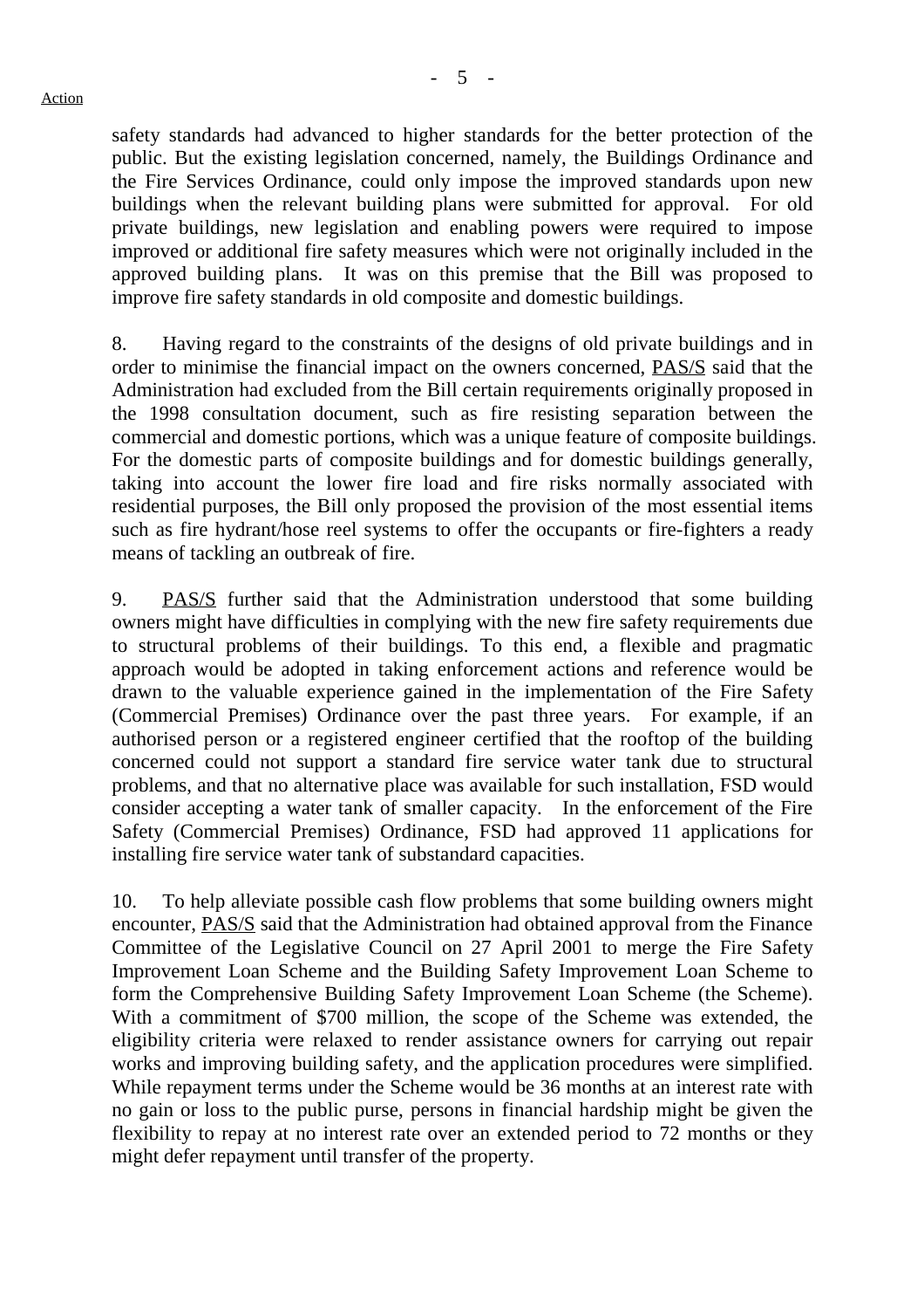safety standards had advanced to higher standards for the better protection of the public. But the existing legislation concerned, namely, the Buildings Ordinance and the Fire Services Ordinance, could only impose the improved standards upon new buildings when the relevant building plans were submitted for approval. For old private buildings, new legislation and enabling powers were required to impose improved or additional fire safety measures which were not originally included in the approved building plans. It was on this premise that the Bill was proposed to improve fire safety standards in old composite and domestic buildings.

8. Having regard to the constraints of the designs of old private buildings and in order to minimise the financial impact on the owners concerned, PAS/S said that the Administration had excluded from the Bill certain requirements originally proposed in the 1998 consultation document, such as fire resisting separation between the commercial and domestic portions, which was a unique feature of composite buildings. For the domestic parts of composite buildings and for domestic buildings generally, taking into account the lower fire load and fire risks normally associated with residential purposes, the Bill only proposed the provision of the most essential items such as fire hydrant/hose reel systems to offer the occupants or fire-fighters a ready means of tackling an outbreak of fire.

9. PAS/S further said that the Administration understood that some building owners might have difficulties in complying with the new fire safety requirements due to structural problems of their buildings. To this end, a flexible and pragmatic approach would be adopted in taking enforcement actions and reference would be drawn to the valuable experience gained in the implementation of the Fire Safety (Commercial Premises) Ordinance over the past three years. For example, if an authorised person or a registered engineer certified that the rooftop of the building concerned could not support a standard fire service water tank due to structural problems, and that no alternative place was available for such installation, FSD would consider accepting a water tank of smaller capacity. In the enforcement of the Fire Safety (Commercial Premises) Ordinance, FSD had approved 11 applications for installing fire service water tank of substandard capacities.

10. To help alleviate possible cash flow problems that some building owners might encounter, PAS/S said that the Administration had obtained approval from the Finance Committee of the Legislative Council on 27 April 2001 to merge the Fire Safety Improvement Loan Scheme and the Building Safety Improvement Loan Scheme to form the Comprehensive Building Safety Improvement Loan Scheme (the Scheme). With a commitment of $700 million, the scope of the Scheme was extended, the eligibility criteria were relaxed to render assistance owners for carrying out repair works and improving building safety, and the application procedures were simplified. While repayment terms under the Scheme would be 36 months at an interest rate with no gain or loss to the public purse, persons in financial hardship might be given the flexibility to repay at no interest rate over an extended period to 72 months or they might defer repayment until transfer of the property.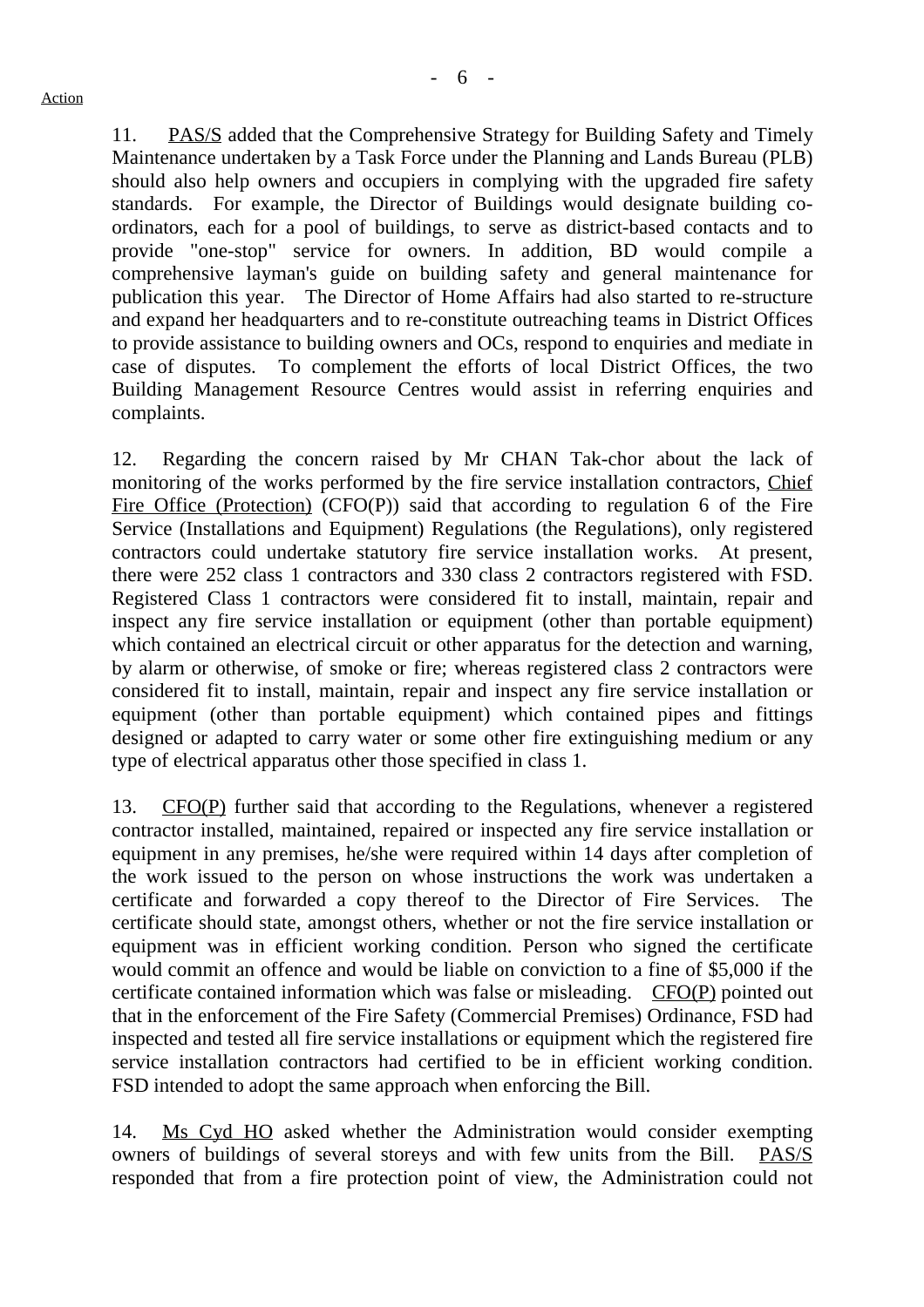11. PAS/S added that the Comprehensive Strategy for Building Safety and Timely Maintenance undertaken by a Task Force under the Planning and Lands Bureau (PLB) should also help owners and occupiers in complying with the upgraded fire safety standards. For example, the Director of Buildings would designate building co-ordinators, each for a pool of buildings, to serve as district-based contacts and to provide "one-stop" service for owners. In addition, BD would compile a comprehensive layman's guide on building safety and general maintenance for publication this year. The Director of Home Affairs had also started to re-structure and expand her headquarters and to re-constitute outreaching teams in District Offices to provide assistance to building owners and OCs, respond to enquiries and mediate in case of disputes. To complement the efforts of local District Offices, the two Building Management Resource Centres would assist in referring enquiries and complaints.

12. Regarding the concern raised by Mr CHAN Tak-chor about the lack of monitoring of the works performed by the fire service installation contractors, Chief Fire Office (Protection) (CFO(P)) said that according to regulation 6 of the Fire Service (Installations and Equipment) Regulations (the Regulations), only registered contractors could undertake statutory fire service installation works. At present, there were 252 class 1 contractors and 330 class 2 contractors registered with FSD. Registered Class 1 contractors were considered fit to install, maintain, repair and inspect any fire service installation or equipment (other than portable equipment) which contained an electrical circuit or other apparatus for the detection and warning, by alarm or otherwise, of smoke or fire; whereas registered class 2 contractors were considered fit to install, maintain, repair and inspect any fire service installation or equipment (other than portable equipment) which contained pipes and fittings designed or adapted to carry water or some other fire extinguishing medium or any type of electrical apparatus other those specified in class 1.

13. CFO(P) further said that according to the Regulations, whenever a registered contractor installed, maintained, repaired or inspected any fire service installation or equipment in any premises, he/she were required within 14 days after completion of the work issued to the person on whose instructions the work was undertaken a certificate and forwarded a copy thereof to the Director of Fire Services. The certificate should state, amongst others, whether or not the fire service installation or equipment was in efficient working condition. Person who signed the certificate would commit an offence and would be liable on conviction to a fine of $5,000 if the certificate contained information which was false or misleading. CFO(P) pointed out that in the enforcement of the Fire Safety (Commercial Premises) Ordinance, FSD had inspected and tested all fire service installations or equipment which the registered fire service installation contractors had certified to be in efficient working condition. FSD intended to adopt the same approach when enforcing the Bill.

14. Ms Cyd HO asked whether the Administration would consider exempting owners of buildings of several storeys and with few units from the Bill. PAS/S responded that from a fire protection point of view, the Administration could not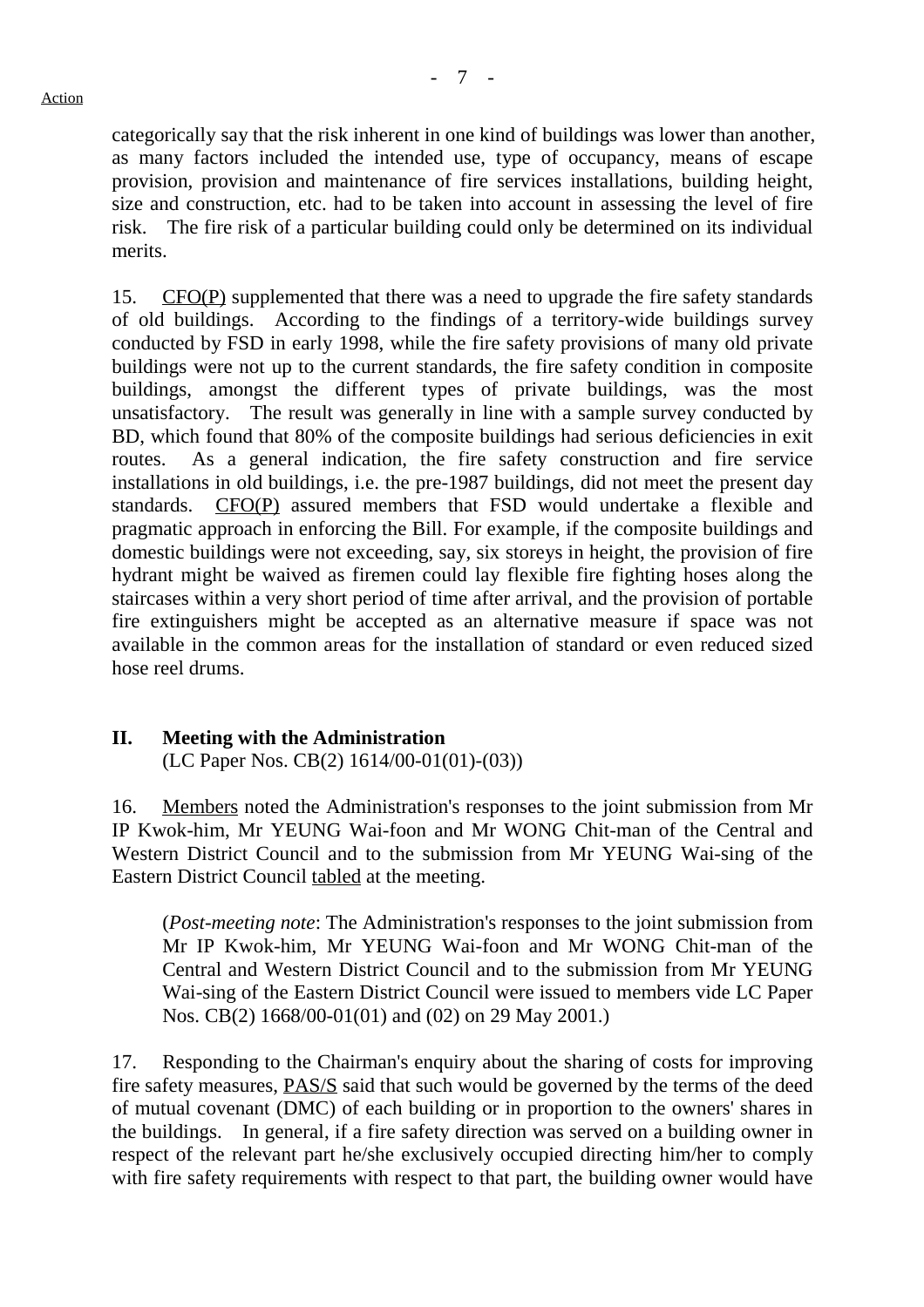categorically say that the risk inherent in one kind of buildings was lower than another, as many factors included the intended use, type of occupancy, means of escape provision, provision and maintenance of fire services installations, building height, size and construction, etc. had to be taken into account in assessing the level of fire risk. The fire risk of a particular building could only be determined on its individual merits.

15. CFO(P) supplemented that there was a need to upgrade the fire safety standards of old buildings. According to the findings of a territory-wide buildings survey conducted by FSD in early 1998, while the fire safety provisions of many old private buildings were not up to the current standards, the fire safety condition in composite buildings, amongst the different types of private buildings, was the most unsatisfactory. The result was generally in line with a sample survey conducted by BD, which found that 80% of the composite buildings had serious deficiencies in exit routes. As a general indication, the fire safety construction and fire service installations in old buildings, i.e. the pre-1987 buildings, did not meet the present day standards. CFO(P) assured members that FSD would undertake a flexible and pragmatic approach in enforcing the Bill. For example, if the composite buildings and domestic buildings were not exceeding, say, six storeys in height, the provision of fire hydrant might be waived as firemen could lay flexible fire fighting hoses along the staircases within a very short period of time after arrival, and the provision of portable fire extinguishers might be accepted as an alternative measure if space was not available in the common areas for the installation of standard or even reduced sized hose reel drums.

## II. Meeting with the Administration

(LC Paper Nos. CB(2) 1614/00-01(01)-(03))

16. Members noted the Administration's responses to the joint submission from Mr IP Kwok-him, Mr YEUNG Wai-foon and Mr WONG Chit-man of the Central and Western District Council and to the submission from Mr YEUNG Wai-sing of the Eastern District Council tabled at the meeting.

(*Post-meeting note*: The Administration's responses to the joint submission from Mr IP Kwok-him, Mr YEUNG Wai-foon and Mr WONG Chit-man of the Central and Western District Council and to the submission from Mr YEUNG Wai-sing of the Eastern District Council were issued to members vide LC Paper Nos. CB(2) 1668/00-01(01) and (02) on 29 May 2001.)

17. Responding to the Chairman's enquiry about the sharing of costs for improving fire safety measures, PAS/S said that such would be governed by the terms of the deed of mutual covenant (DMC) of each building or in proportion to the owners' shares in the buildings. In general, if a fire safety direction was served on a building owner in respect of the relevant part he/she exclusively occupied directing him/her to comply with fire safety requirements with respect to that part, the building owner would have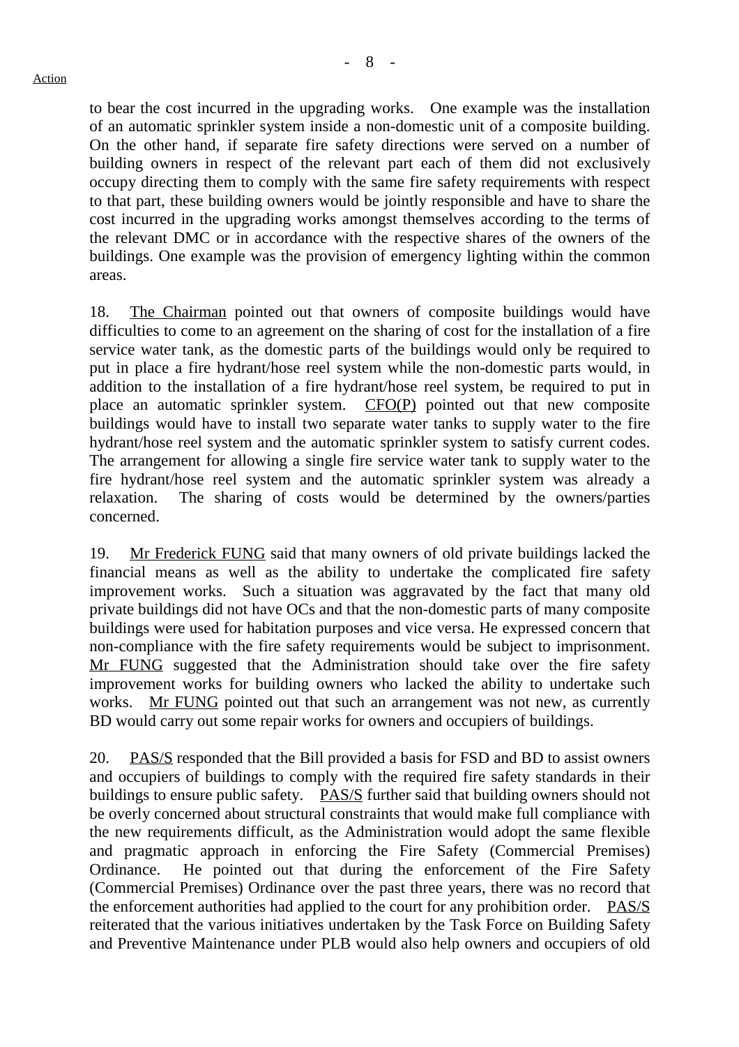to bear the cost incurred in the upgrading works. One example was the installation of an automatic sprinkler system inside a non-domestic unit of a composite building. On the other hand, if separate fire safety directions were served on a number of building owners in respect of the relevant part each of them did not exclusively occupy directing them to comply with the same fire safety requirements with respect to that part, these building owners would be jointly responsible and have to share the cost incurred in the upgrading works amongst themselves according to the terms of the relevant DMC or in accordance with the respective shares of the owners of the buildings. One example was the provision of emergency lighting within the common areas.

18. The Chairman pointed out that owners of composite buildings would have difficulties to come to an agreement on the sharing of cost for the installation of a fire service water tank, as the domestic parts of the buildings would only be required to put in place a fire hydrant/hose reel system while the non-domestic parts would, in addition to the installation of a fire hydrant/hose reel system, be required to put in place an automatic sprinkler system. CFO(P) pointed out that new composite buildings would have to install two separate water tanks to supply water to the fire hydrant/hose reel system and the automatic sprinkler system to satisfy current codes. The arrangement for allowing a single fire service water tank to supply water to the fire hydrant/hose reel system and the automatic sprinkler system was already a relaxation. The sharing of costs would be determined by the owners/parties concerned.

19. Mr Frederick FUNG said that many owners of old private buildings lacked the financial means as well as the ability to undertake the complicated fire safety improvement works. Such a situation was aggravated by the fact that many old private buildings did not have OCs and that the non-domestic parts of many composite buildings were used for habitation purposes and vice versa. He expressed concern that non-compliance with the fire safety requirements would be subject to imprisonment. Mr FUNG suggested that the Administration should take over the fire safety improvement works for building owners who lacked the ability to undertake such works. Mr FUNG pointed out that such an arrangement was not new, as currently BD would carry out some repair works for owners and occupiers of buildings.

20. PAS/S responded that the Bill provided a basis for FSD and BD to assist owners and occupiers of buildings to comply with the required fire safety standards in their buildings to ensure public safety. PAS/S further said that building owners should not be overly concerned about structural constraints that would make full compliance with the new requirements difficult, as the Administration would adopt the same flexible and pragmatic approach in enforcing the Fire Safety (Commercial Premises) Ordinance. He pointed out that during the enforcement of the Fire Safety (Commercial Premises) Ordinance over the past three years, there was no record that the enforcement authorities had applied to the court for any prohibition order. PAS/S reiterated that the various initiatives undertaken by the Task Force on Building Safety and Preventive Maintenance under PLB would also help owners and occupiers of old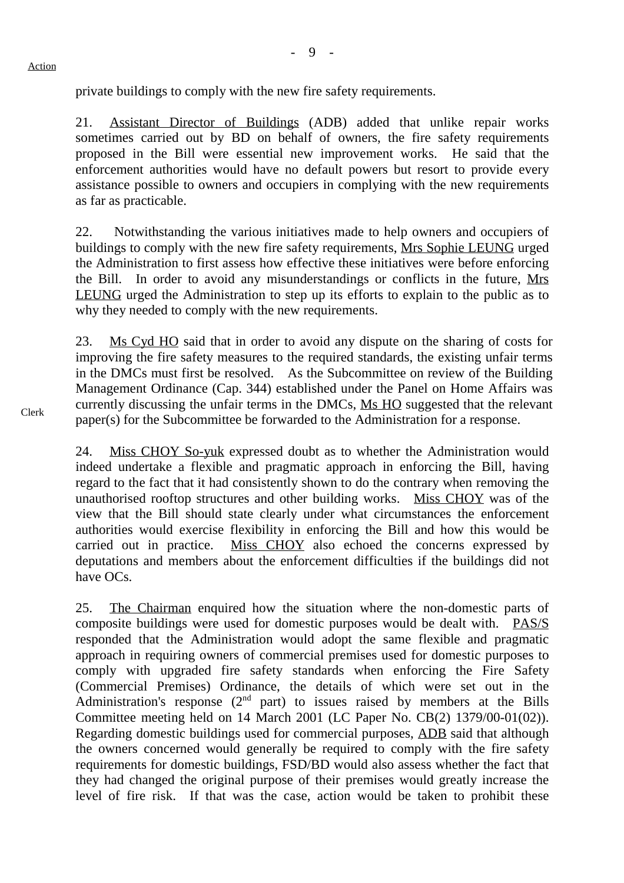Action

private buildings to comply with the new fire safety requirements.

21. Assistant Director of Buildings (ADB) added that unlike repair works sometimes carried out by BD on behalf of owners, the fire safety requirements proposed in the Bill were essential new improvement works. He said that the enforcement authorities would have no default powers but resort to provide every assistance possible to owners and occupiers in complying with the new requirements as far as practicable.

22. Notwithstanding the various initiatives made to help owners and occupiers of buildings to comply with the new fire safety requirements, Mrs Sophie LEUNG urged the Administration to first assess how effective these initiatives were before enforcing the Bill. In order to avoid any misunderstandings or conflicts in the future, Mrs LEUNG urged the Administration to step up its efforts to explain to the public as to why they needed to comply with the new requirements.

23. Ms Cyd HO said that in order to avoid any dispute on the sharing of costs for improving the fire safety measures to the required standards, the existing unfair terms in the DMCs must first be resolved. As the Subcommittee on review of the Building Management Ordinance (Cap. 344) established under the Panel on Home Affairs was currently discussing the unfair terms in the DMCs, Ms HO suggested that the relevant paper(s) for the Subcommittee be forwarded to the Administration for a response.

Clerk

24. Miss CHOY So-yuk expressed doubt as to whether the Administration would indeed undertake a flexible and pragmatic approach in enforcing the Bill, having regard to the fact that it had consistently shown to do the contrary when removing the unauthorised rooftop structures and other building works. Miss CHOY was of the view that the Bill should state clearly under what circumstances the enforcement authorities would exercise flexibility in enforcing the Bill and how this would be carried out in practice. Miss CHOY also echoed the concerns expressed by deputations and members about the enforcement difficulties if the buildings did not have OCs.

25. The Chairman enquired how the situation where the non-domestic parts of composite buildings were used for domestic purposes would be dealt with. PAS/S responded that the Administration would adopt the same flexible and pragmatic approach in requiring owners of commercial premises used for domestic purposes to comply with upgraded fire safety standards when enforcing the Fire Safety (Commercial Premises) Ordinance, the details of which were set out in the Administration's response (2nd part) to issues raised by members at the Bills Committee meeting held on 14 March 2001 (LC Paper No. CB(2) 1379/00-01(02)). Regarding domestic buildings used for commercial purposes, ADB said that although the owners concerned would generally be required to comply with the fire safety requirements for domestic buildings, FSD/BD would also assess whether the fact that they had changed the original purpose of their premises would greatly increase the level of fire risk. If that was the case, action would be taken to prohibit these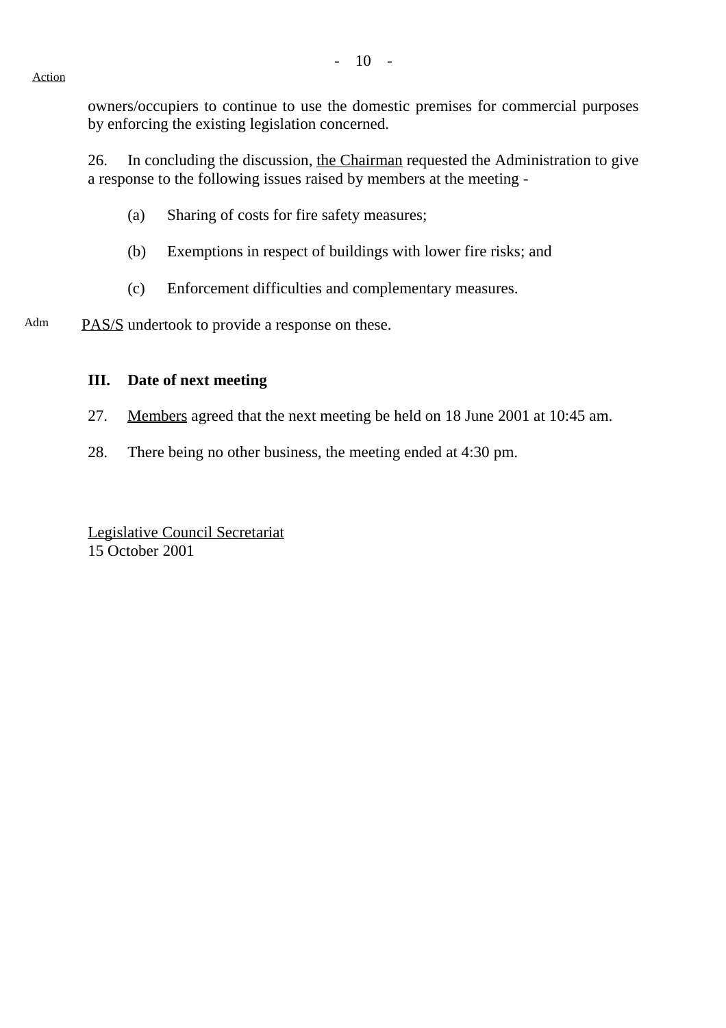Action

owners/occupiers to continue to use the domestic premises for commercial purposes by enforcing the existing legislation concerned.

26. In concluding the discussion, the Chairman requested the Administration to give a response to the following issues raised by members at the meeting -

(a) Sharing of costs for fire safety measures;

(b) Exemptions in respect of buildings with lower fire risks; and

(c) Enforcement difficulties and complementary measures.

Adm PAS/S undertook to provide a response on these.

## III. Date of next meeting

27. Members agreed that the next meeting be held on 18 June 2001 at 10:45 am.

28. There being no other business, the meeting ended at 4:30 pm.

Legislative Council Secretariat
15 October 2001